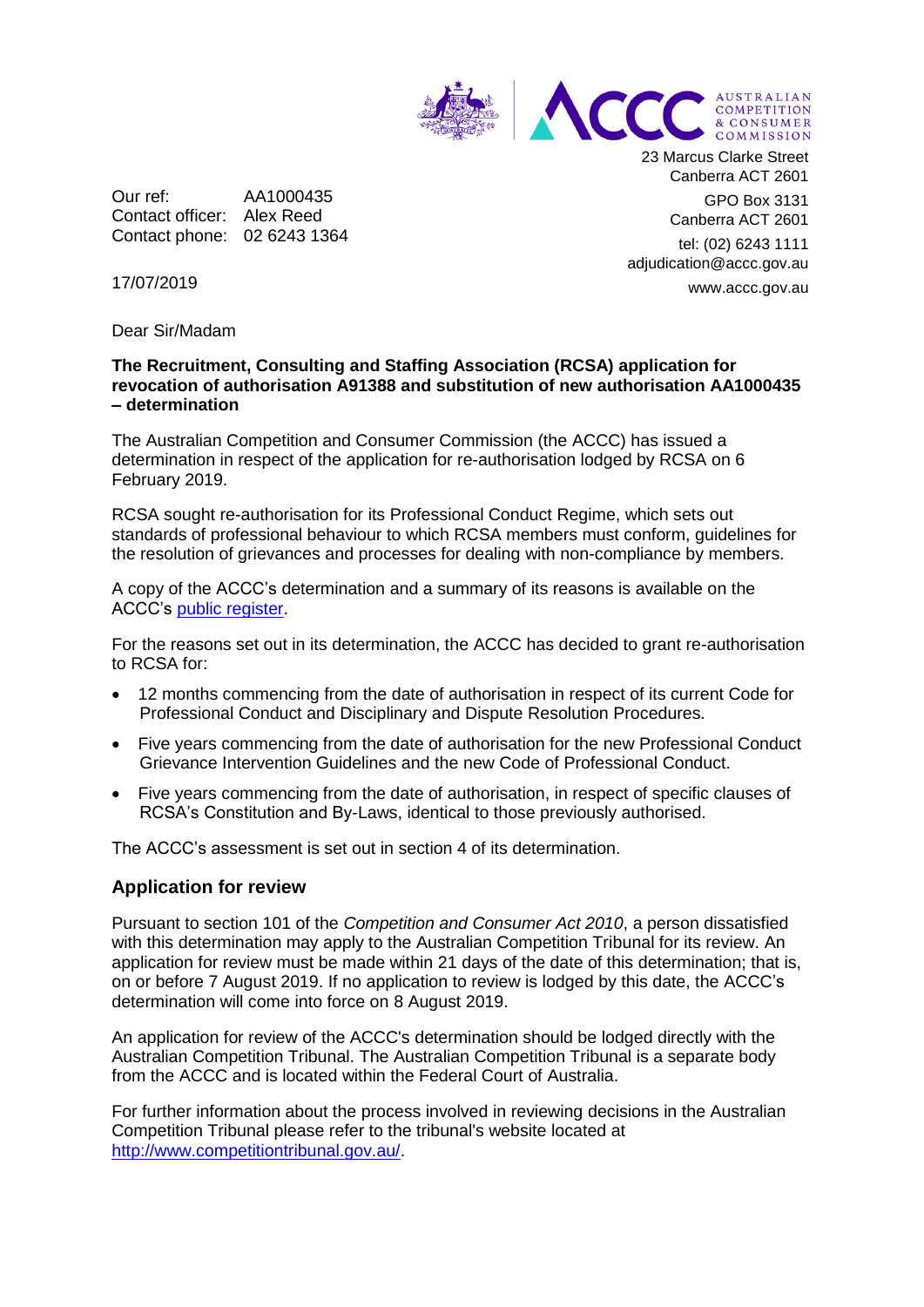AUSTRALIAN COMPETITION & CONSUMER COMMISSION

23 Marcus Clarke Street
Canberra ACT 2601

GPO Box 3131
Canberra ACT 2601

tel: (02) 6243 1111
adjudication@accc.gov.au

www.accc.gov.au

Our ref: AA1000435
Contact officer: Alex Reed
Contact phone: 02 6243 1364

17/07/2019

Dear Sir/Madam

**The Recruitment, Consulting and Staffing Association (RCSA) application for revocation of authorisation A91388 and substitution of new authorisation AA1000435 – determination**

The Australian Competition and Consumer Commission (the ACCC) has issued a determination in respect of the application for re-authorisation lodged by RCSA on 6 February 2019.

RCSA sought re-authorisation for its Professional Conduct Regime, which sets out standards of professional behaviour to which RCSA members must conform, guidelines for the resolution of grievances and processes for dealing with non-compliance by members.

A copy of the ACCC's determination and a summary of its reasons is available on the ACCC's public register.

For the reasons set out in its determination, the ACCC has decided to grant re-authorisation to RCSA for:

- 12 months commencing from the date of authorisation in respect of its current Code for Professional Conduct and Disciplinary and Dispute Resolution Procedures.
- Five years commencing from the date of authorisation for the new Professional Conduct Grievance Intervention Guidelines and the new Code of Professional Conduct.
- Five years commencing from the date of authorisation, in respect of specific clauses of RCSA's Constitution and By-Laws, identical to those previously authorised.

The ACCC's assessment is set out in section 4 of its determination.

## Application for review

Pursuant to section 101 of the *Competition and Consumer Act 2010*, a person dissatisfied with this determination may apply to the Australian Competition Tribunal for its review. An application for review must be made within 21 days of the date of this determination; that is, on or before 7 August 2019. If no application to review is lodged by this date, the ACCC's determination will come into force on 8 August 2019.

An application for review of the ACCC's determination should be lodged directly with the Australian Competition Tribunal. The Australian Competition Tribunal is a separate body from the ACCC and is located within the Federal Court of Australia.

For further information about the process involved in reviewing decisions in the Australian Competition Tribunal please refer to the tribunal's website located at http://www.competitiontribunal.gov.au/.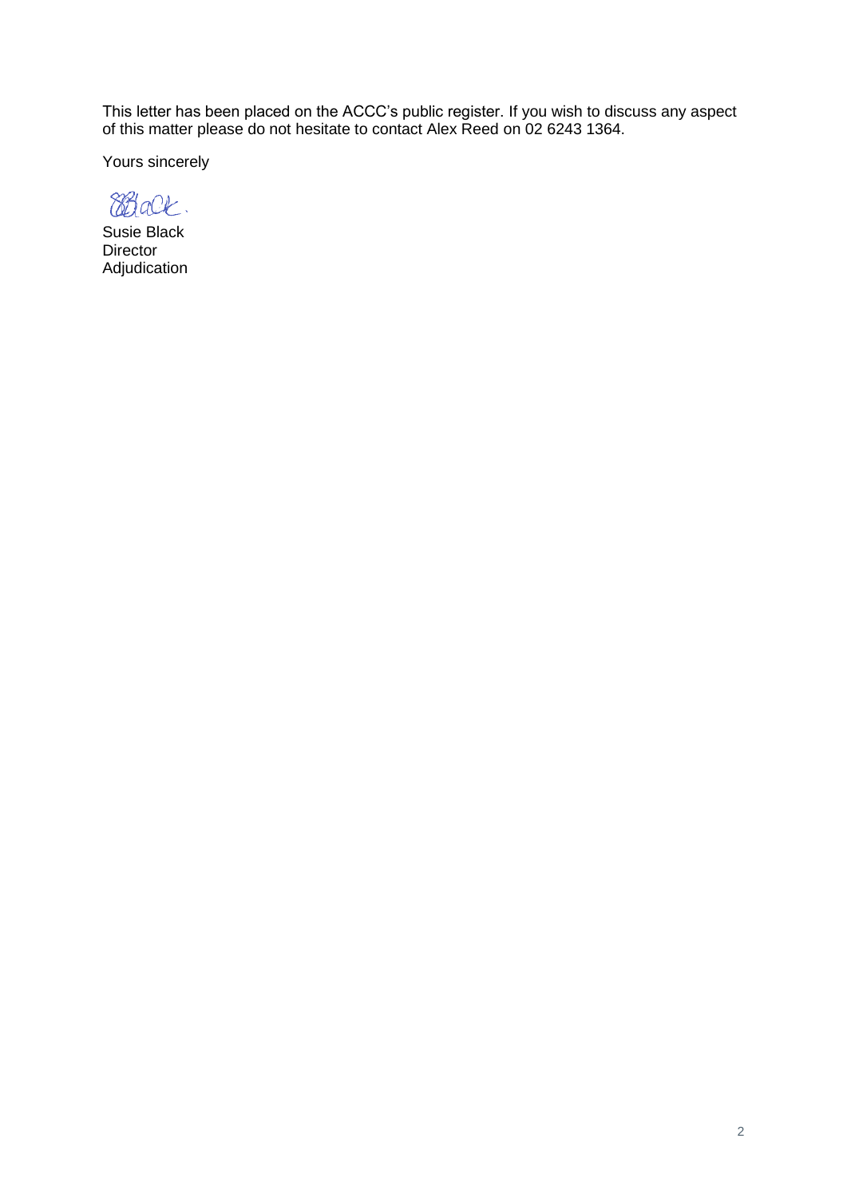This letter has been placed on the ACCC's public register. If you wish to discuss any aspect of this matter please do not hesitate to contact Alex Reed on 02 6243 1364.

Yours sincerely

Susie Black
Director
Adjudication